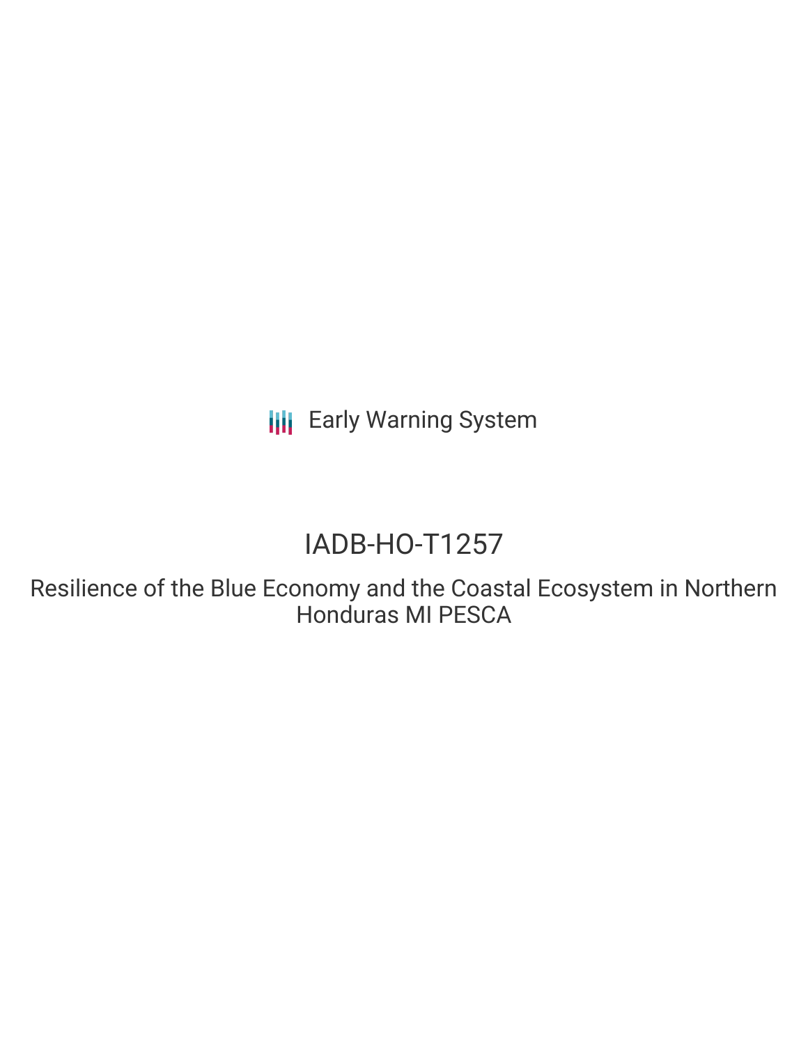Early Warning System

# IADB-HO-T1257

## Resilience of the Blue Economy and the Coastal Ecosystem in Northern Honduras MI PESCA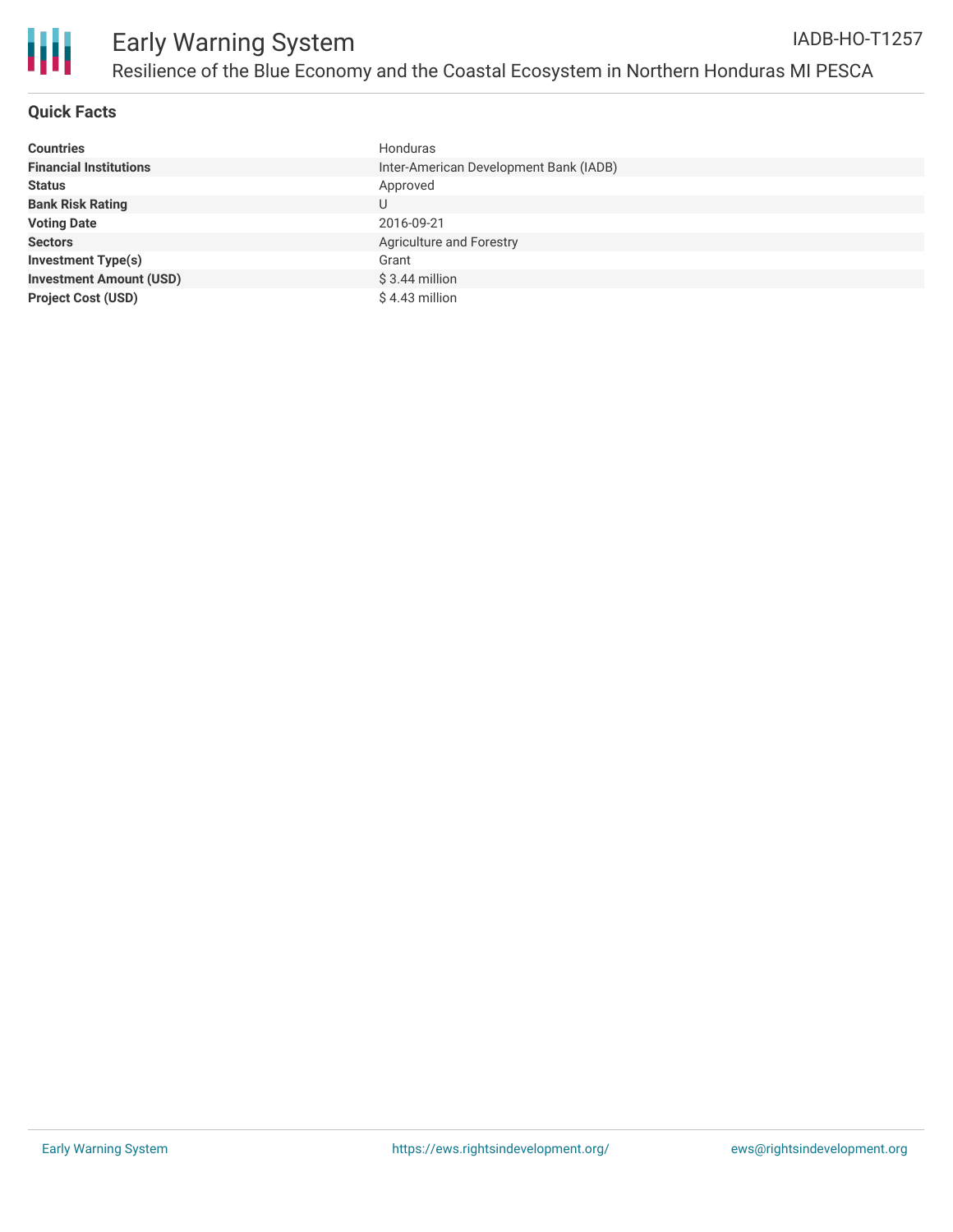# Early Warning System

## Resilience of the Blue Economy and the Coastal Ecosystem in Northern Honduras MI PESCA

IADB-HO-T1257

### Quick Facts

| | |
|---|---|
| **Countries** | Honduras |
| **Financial Institutions** | Inter-American Development Bank (IADB) |
| **Status** | Approved |
| **Bank Risk Rating** | U |
| **Voting Date** | 2016-09-21 |
| **Sectors** | Agriculture and Forestry |
| **Investment Type(s)** | Grant |
| **Investment Amount (USD)** | $ 3.44 million |
| **Project Cost (USD)** | $ 4.43 million |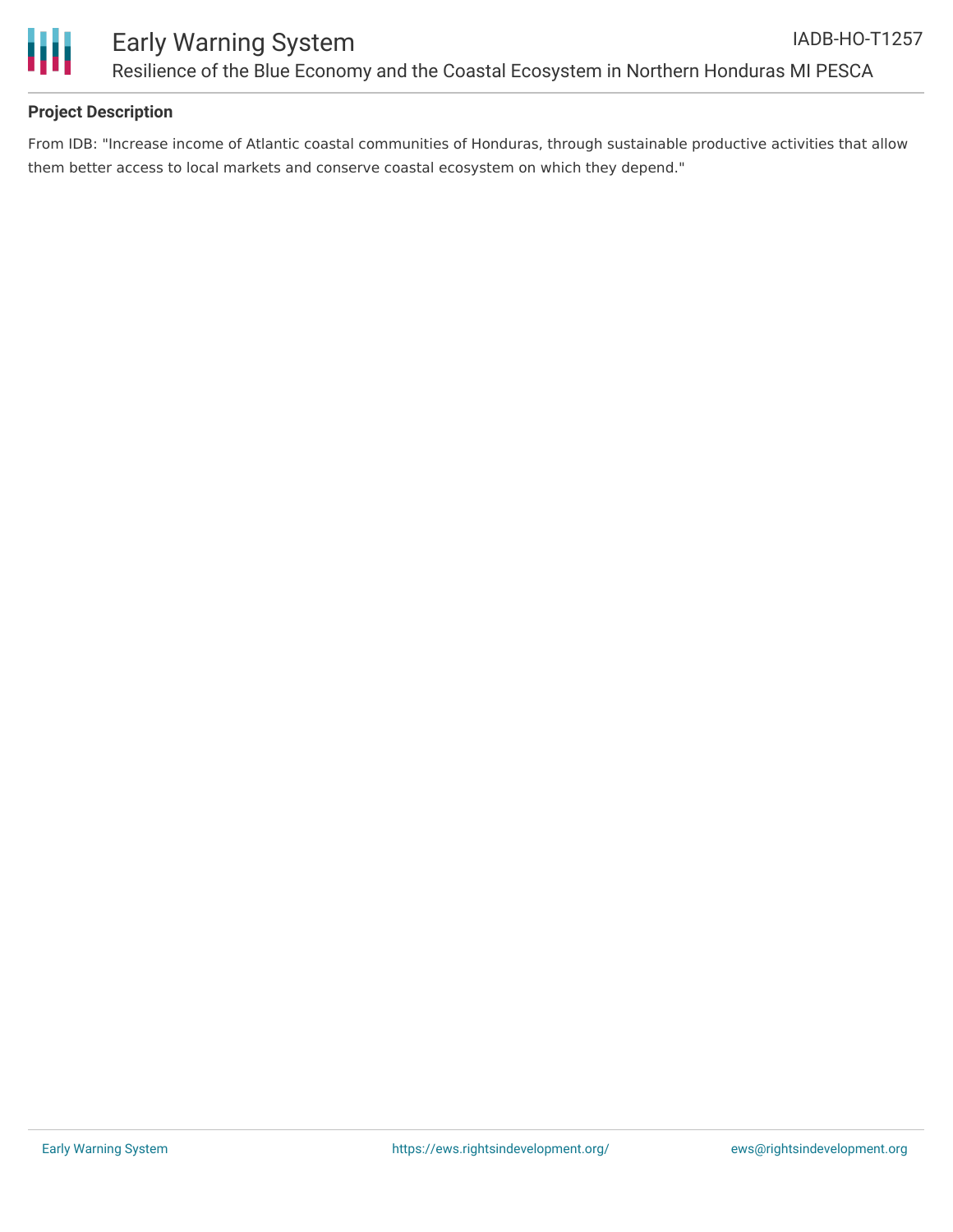## Project Description

From IDB: "Increase income of Atlantic coastal communities of Honduras, through sustainable productive activities that allow them better access to local markets and conserve coastal ecosystem on which they depend."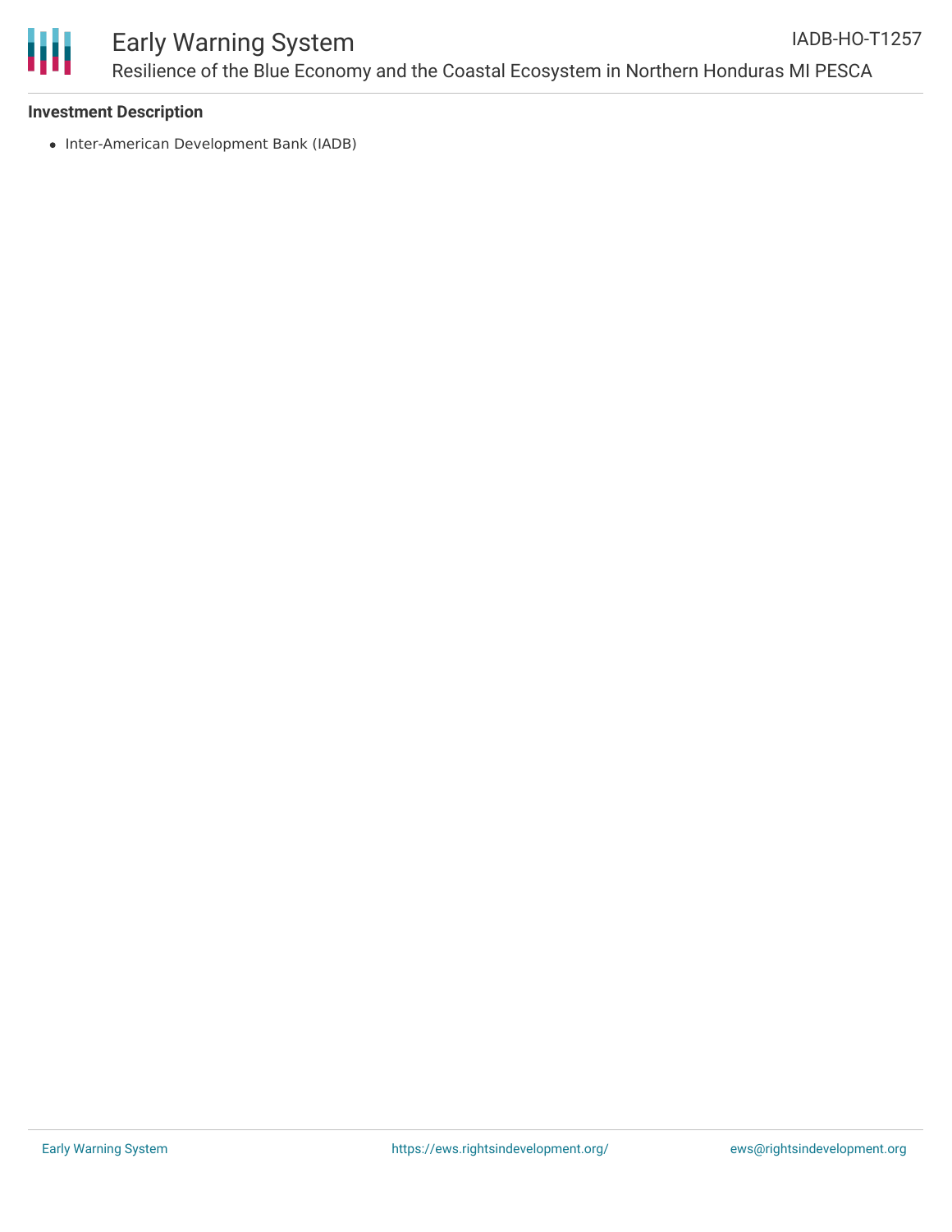**Investment Description**

- Inter-American Development Bank (IADB)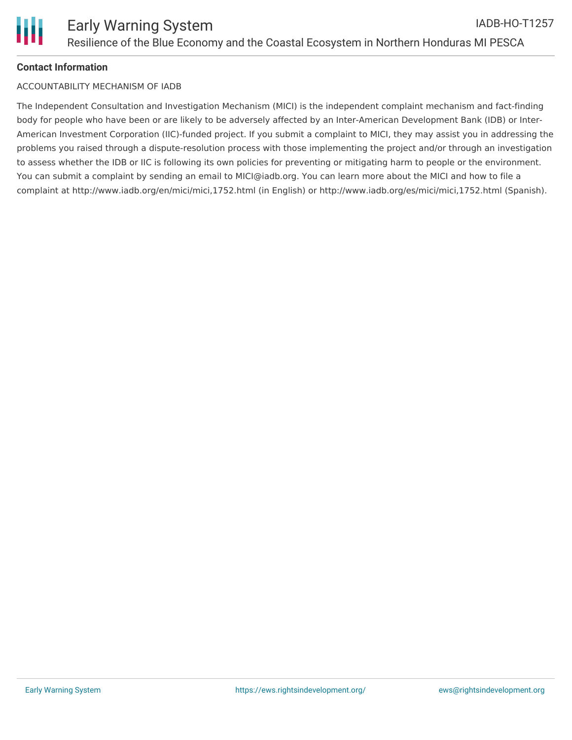**Contact Information**

ACCOUNTABILITY MECHANISM OF IADB

The Independent Consultation and Investigation Mechanism (MICI) is the independent complaint mechanism and fact-finding body for people who have been or are likely to be adversely affected by an Inter-American Development Bank (IDB) or Inter-American Investment Corporation (IIC)-funded project. If you submit a complaint to MICI, they may assist you in addressing the problems you raised through a dispute-resolution process with those implementing the project and/or through an investigation to assess whether the IDB or IIC is following its own policies for preventing or mitigating harm to people or the environment. You can submit a complaint by sending an email to MICI@iadb.org. You can learn more about the MICI and how to file a complaint at http://www.iadb.org/en/mici/mici,1752.html (in English) or http://www.iadb.org/es/mici/mici,1752.html (Spanish).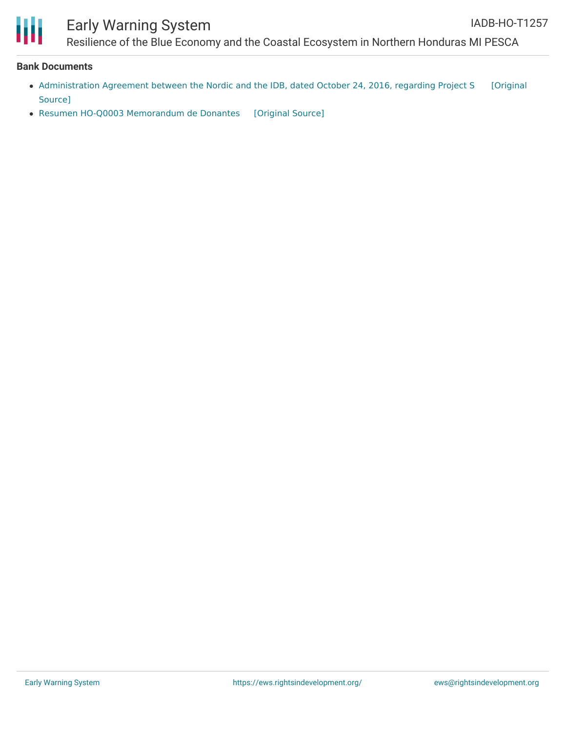**Bank Documents**

- Administration Agreement between the Nordic and the IDB, dated October 24, 2016, regarding Project S [Original Source]
- Resumen HO-Q0003 Memorandum de Donantes [Original Source]